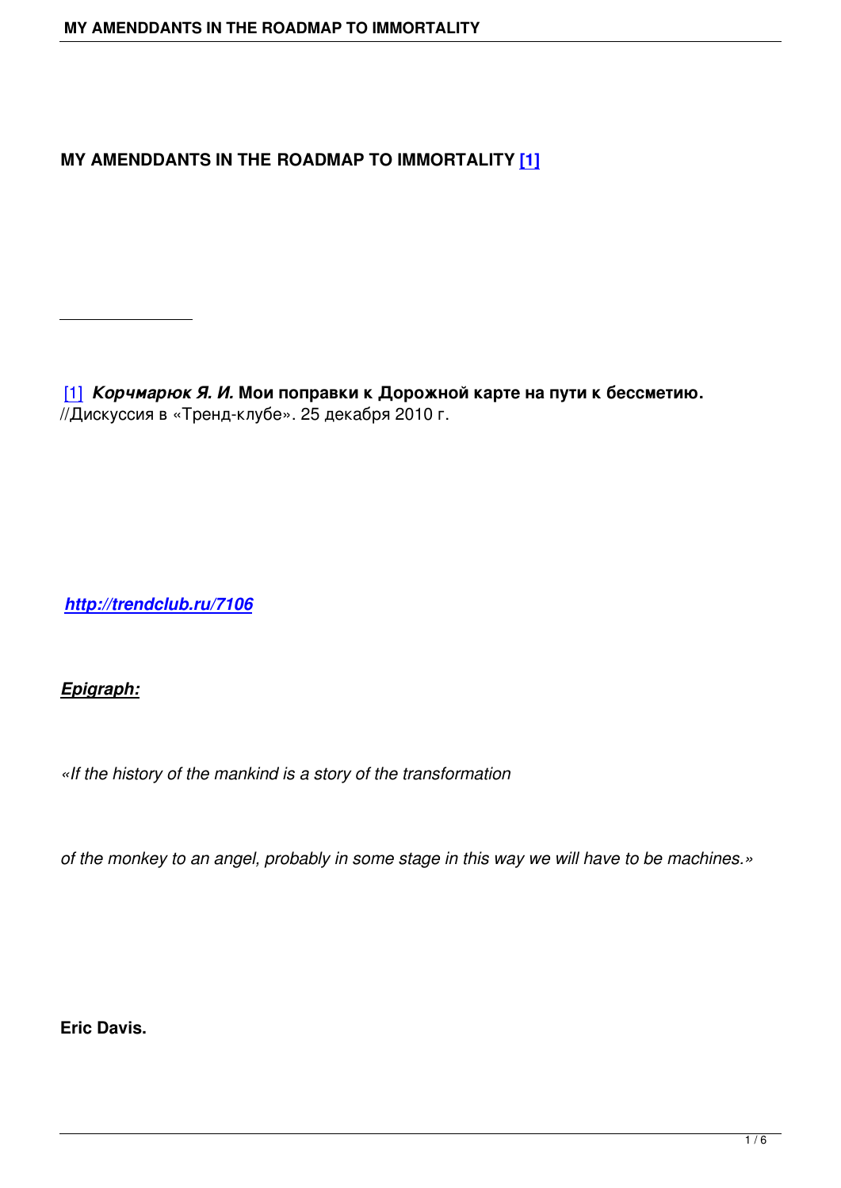# MY AMENDDANTS IN THE ROADMAP TO IMMORTALITY [1]

---

[1] ***Корчмарюк Я. И.*** **Мои поправки к Дорожной карте на пути к бессметию.** //Дискуссия в «Тренд-клубе». 25 декабря 2010 г.

***http://trendclub.ru/7106***

***Epigraph:***

*«If the history of the mankind is a story of the transformation*

*of the monkey to an angel, probably in some stage in this way we will have to be machines.»*

**Eric Davis.**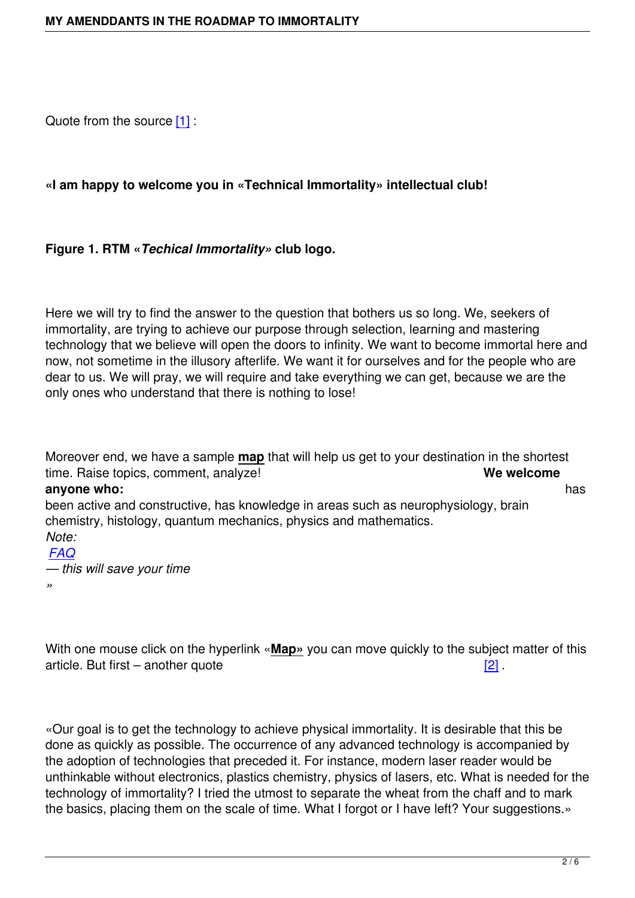Quote from the source [1] :

**«I am happy to welcome you in «Technical Immortality» intellectual club!**

**Figure 1. RTM «*Techical Immortality*» club logo.**

Here we will try to find the answer to the question that bothers us so long. We, seekers of immortality, are trying to achieve our purpose through selection, learning and mastering technology that we believe will open the doors to infinity. We want to become immortal here and now, not sometime in the illusory afterlife. We want it for ourselves and for the people who are dear to us. We will pray, we will require and take everything we can get, because we are the only ones who understand that there is nothing to lose!

Moreover end, we have a sample **map** that will help us get to your destination in the shortest time. Raise topics, comment, analyze! **We welcome anyone who:** has been active and constructive, has knowledge in areas such as neurophysiology, brain chemistry, histology, quantum mechanics, physics and mathematics.
*Note:* *FAQ* *— this will save your time*
*»*

With one mouse click on the hyperlink «**Map»** you can move quickly to the subject matter of this article. But first – another quote [2] .

«Our goal is to get the technology to achieve physical immortality. It is desirable that this be done as quickly as possible. The occurrence of any advanced technology is accompanied by the adoption of technologies that preceded it. For instance, modern laser reader would be unthinkable without electronics, plastics chemistry, physics of lasers, etc. What is needed for the technology of immortality? I tried the utmost to separate the wheat from the chaff and to mark the basics, placing them on the scale of time. What I forgot or I have left? Your suggestions.»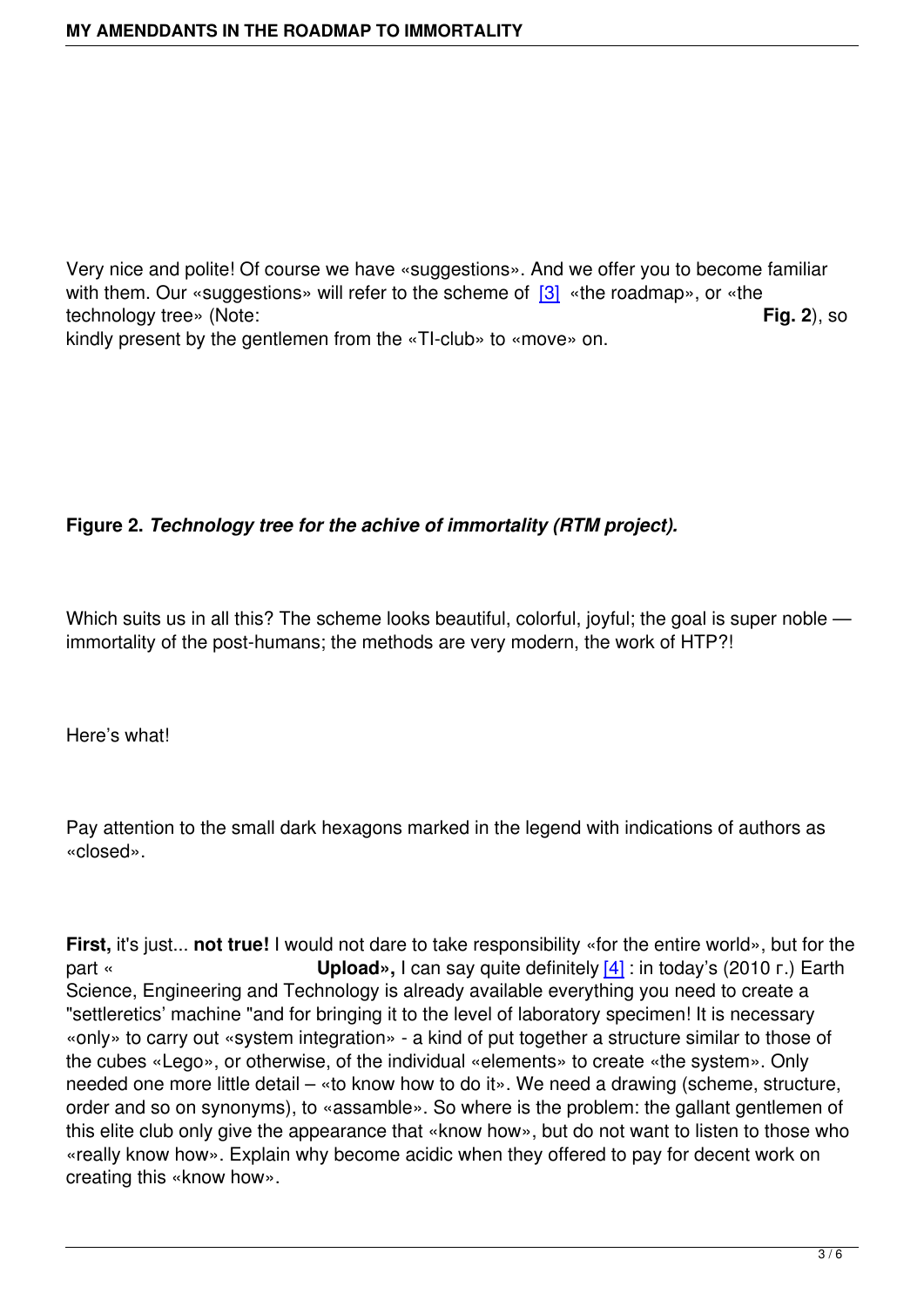Very nice and polite! Of course we have «suggestions». And we offer you to become familiar with them. Our «suggestions» will refer to the scheme of [3] «the roadmap», or «the technology tree» (Note: **Fig. 2**), so kindly present by the gentlemen from the «TI-club» to «move» on.

**Figure 2.** ***Technology tree for the achive of immortality (RTM project).***

Which suits us in all this? The scheme looks beautiful, colorful, joyful; the goal is super noble — immortality of the post-humans; the methods are very modern, the work of HTP?!

Here's what!

Pay attention to the small dark hexagons marked in the legend with indications of authors as «closed».

**First,** it's just... **not true!** I would not dare to take responsibility «for the entire world», but for the part « **Upload»,** I can say quite definitely [4] : in today's (2010 г.) Earth Science, Engineering and Technology is already available everything you need to create a "settleretics' machine "and for bringing it to the level of laboratory specimen! It is necessary «only» to carry out «system integration» - a kind of put together a structure similar to those of the cubes «Lego», or otherwise, of the individual «elements» to create «the system». Only needed one more little detail – «to know how to do it». We need a drawing (scheme, structure, order and so on synonyms), to «assamble». So where is the problem: the gallant gentlemen of this elite club only give the appearance that «know how», but do not want to listen to those who «really know how». Explain why become acidic when they offered to pay for decent work on creating this «know how».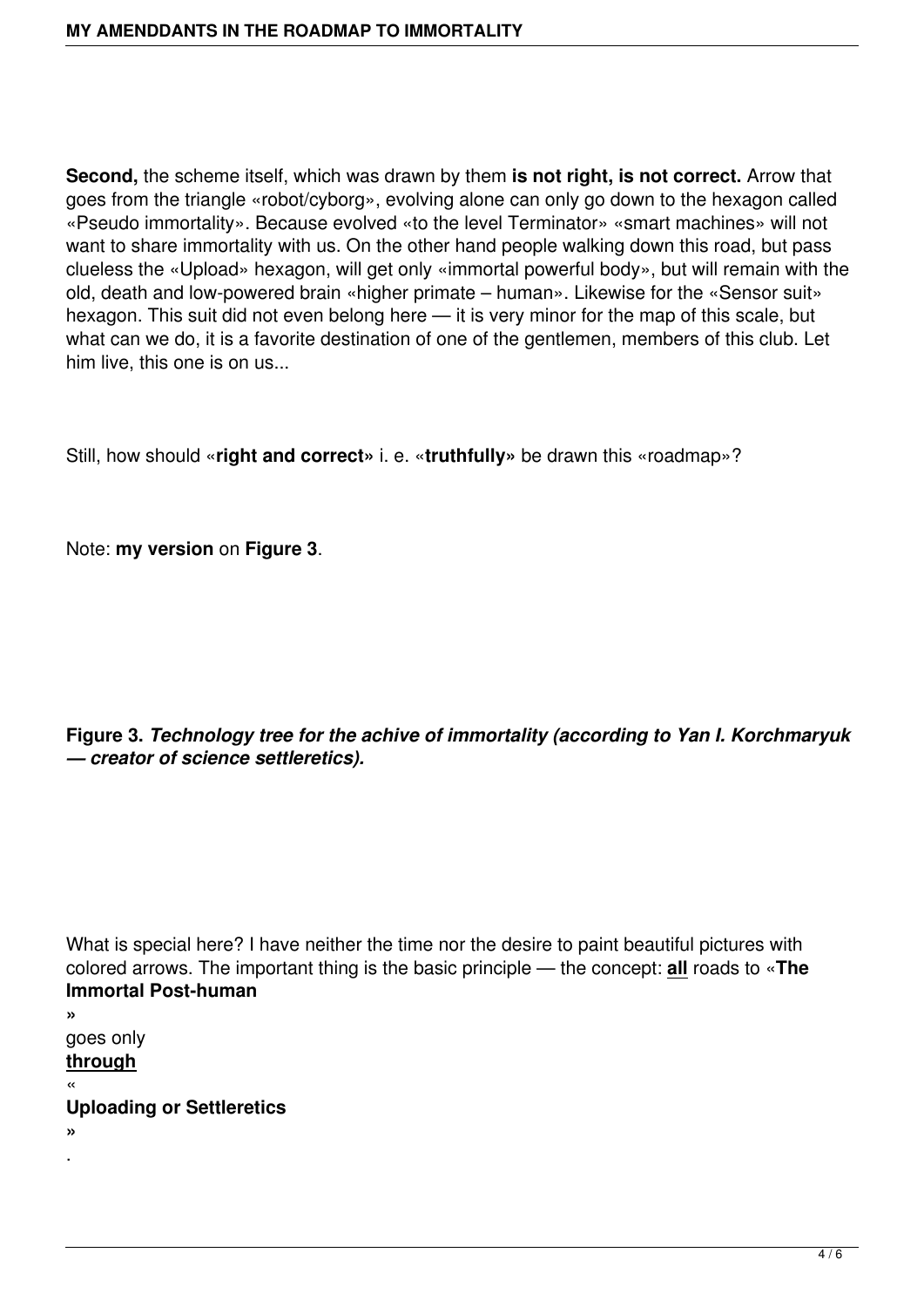**Second,** the scheme itself, which was drawn by them **is not right, is not correct.** Arrow that goes from the triangle «robot/cyborg», evolving alone can only go down to the hexagon called «Pseudo immortality». Because evolved «to the level Terminator» «smart machines» will not want to share immortality with us. On the other hand people walking down this road, but pass clueless the «Upload» hexagon, will get only «immortal powerful body», but will remain with the old, death and low-powered brain «higher primate – human». Likewise for the «Sensor suit» hexagon. This suit did not even belong here — it is very minor for the map of this scale, but what can we do, it is a favorite destination of one of the gentlemen, members of this club. Let him live, this one is on us...

Still, how should «**right and correct**» i. e. «**truthfully**» be drawn this «roadmap»?

Note: **my version** on **Figure 3**.

**Figure 3.** ***Technology tree for the achive of immortality (according to Yan I. Korchmaryuk — creator of science settleretics).***

What is special here? I have neither the time nor the desire to paint beautiful pictures with colored arrows. The important thing is the basic principle — the concept: <u>**all**</u> roads to «**The Immortal Post-human**» goes only <u>**through**</u> «**Uploading or Settleretics**».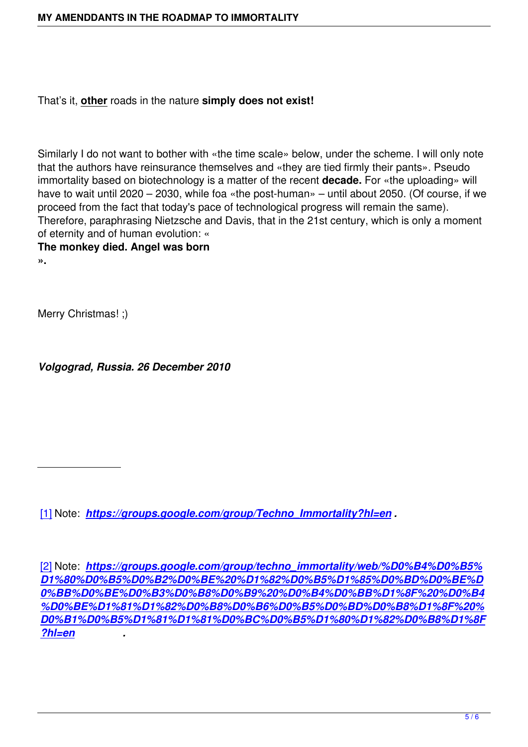That’s it, **other** roads in the nature **simply does not exist!**

Similarly I do not want to bother with «the time scale» below, under the scheme. I will only note that the authors have reinsurance themselves and «they are tied firmly their pants». Pseudo immortality based on biotechnology is a matter of the recent **decade.** For «the uploading» will have to wait until 2020 – 2030, while foa «the post-human» – until about 2050. (Of course, if we proceed from the fact that today's pace of technological progress will remain the same). Therefore, paraphrasing Nietzsche and Davis, that in the 21st century, which is only a moment of eternity and of human evolution: «**The monkey died. Angel was born**».

Merry Christmas! ;)

***Volgograd, Russia. 26 December 2010***

---

[1] Note: ***https://groups.google.com/group/Techno_Immortality?hl=en*** .

[2] Note: ***https://groups.google.com/group/techno_immortality/web/%D0%B4%D0%B5%D1%80%D0%B5%D0%B2%D0%BE%20%D1%82%D0%B5%D1%85%D0%BD%D0%BE%D0%BB%D0%BE%D0%B3%D0%B8%D0%B9%20%D0%B4%D0%BB%D1%8F%20%D0%B4%D0%BE%D1%81%D1%82%D0%B8%D0%B6%D0%B5%D0%BD%D0%B8%D1%8F%20%D0%B1%D0%B5%D1%81%D1%81%D0%BC%D0%B5%D1%80%D1%82%D0%B8%D1%8F?hl=en*** .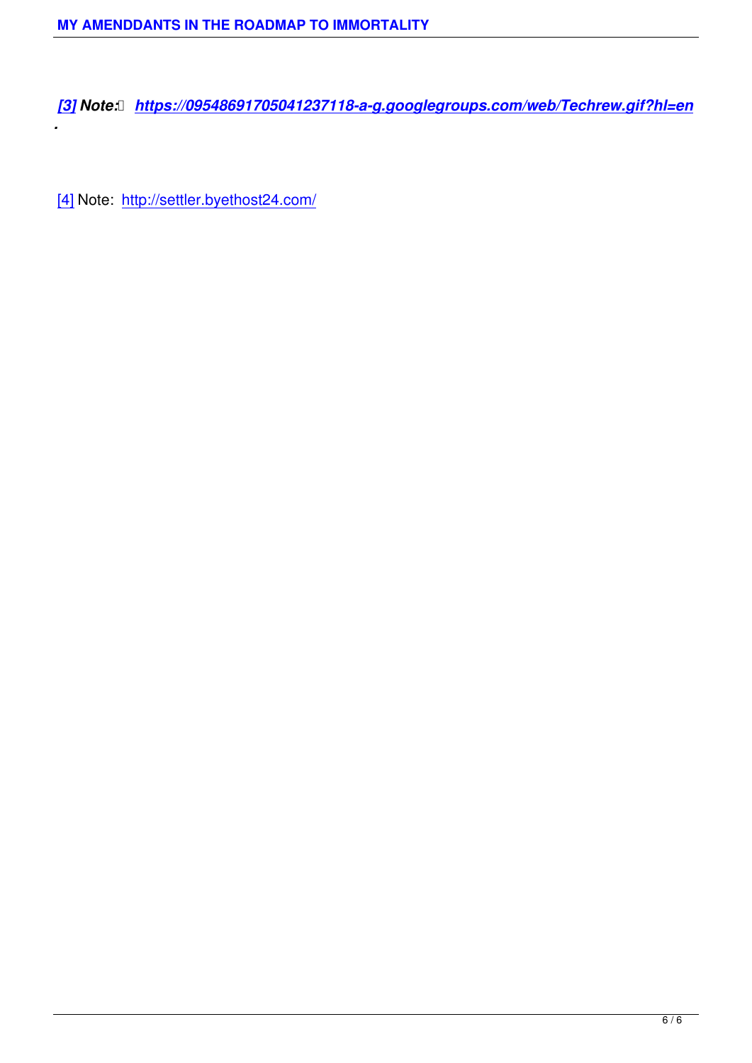*[3] **Note:*** ***https://0954869170504123718-a-g.googlegroups.com/web/Techrew.gif?hl=en***

*.*

[4] Note: http://settler.byethost24.com/